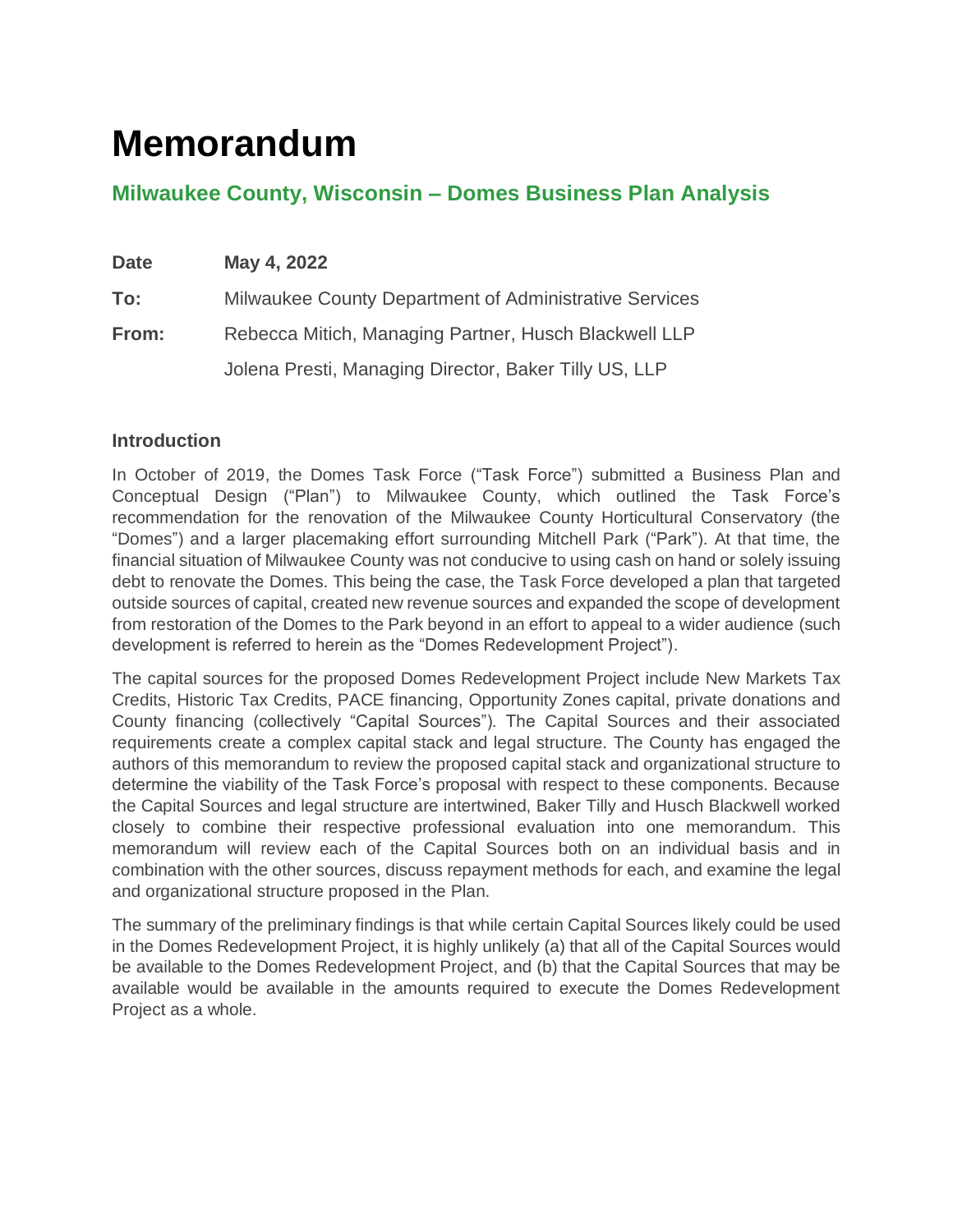# Memorandum

## Milwaukee County, Wisconsin – Domes Business Plan Analysis

| | |
|---|---|
| **Date** | **May 4, 2022** |
| **To:** | Milwaukee County Department of Administrative Services |
| **From:** | Rebecca Mitich, Managing Partner, Husch Blackwell LLP |
| | Jolena Presti, Managing Director, Baker Tilly US, LLP |

### Introduction

In October of 2019, the Domes Task Force ("Task Force") submitted a Business Plan and Conceptual Design ("Plan") to Milwaukee County, which outlined the Task Force's recommendation for the renovation of the Milwaukee County Horticultural Conservatory (the "Domes") and a larger placemaking effort surrounding Mitchell Park ("Park"). At that time, the financial situation of Milwaukee County was not conducive to using cash on hand or solely issuing debt to renovate the Domes. This being the case, the Task Force developed a plan that targeted outside sources of capital, created new revenue sources and expanded the scope of development from restoration of the Domes to the Park beyond in an effort to appeal to a wider audience (such development is referred to herein as the "Domes Redevelopment Project").

The capital sources for the proposed Domes Redevelopment Project include New Markets Tax Credits, Historic Tax Credits, PACE financing, Opportunity Zones capital, private donations and County financing (collectively "Capital Sources"). The Capital Sources and their associated requirements create a complex capital stack and legal structure. The County has engaged the authors of this memorandum to review the proposed capital stack and organizational structure to determine the viability of the Task Force's proposal with respect to these components. Because the Capital Sources and legal structure are intertwined, Baker Tilly and Husch Blackwell worked closely to combine their respective professional evaluation into one memorandum. This memorandum will review each of the Capital Sources both on an individual basis and in combination with the other sources, discuss repayment methods for each, and examine the legal and organizational structure proposed in the Plan.

The summary of the preliminary findings is that while certain Capital Sources likely could be used in the Domes Redevelopment Project, it is highly unlikely (a) that all of the Capital Sources would be available to the Domes Redevelopment Project, and (b) that the Capital Sources that may be available would be available in the amounts required to execute the Domes Redevelopment Project as a whole.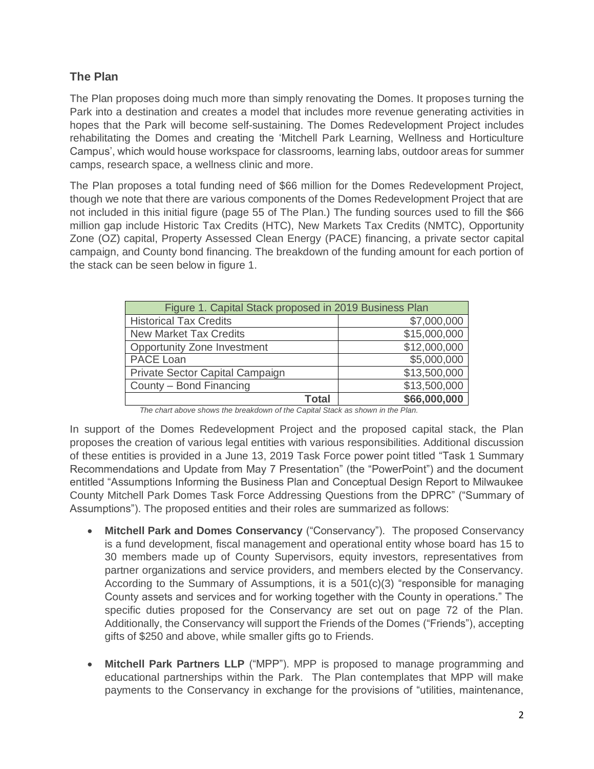## The Plan

The Plan proposes doing much more than simply renovating the Domes. It proposes turning the Park into a destination and creates a model that includes more revenue generating activities in hopes that the Park will become self-sustaining. The Domes Redevelopment Project includes rehabilitating the Domes and creating the 'Mitchell Park Learning, Wellness and Horticulture Campus', which would house workspace for classrooms, learning labs, outdoor areas for summer camps, research space, a wellness clinic and more.

The Plan proposes a total funding need of $66 million for the Domes Redevelopment Project, though we note that there are various components of the Domes Redevelopment Project that are not included in this initial figure (page 55 of The Plan.) The funding sources used to fill the $66 million gap include Historic Tax Credits (HTC), New Markets Tax Credits (NMTC), Opportunity Zone (OZ) capital, Property Assessed Clean Energy (PACE) financing, a private sector capital campaign, and County bond financing. The breakdown of the funding amount for each portion of the stack can be seen below in figure 1.

| Figure 1. Capital Stack proposed in 2019 Business Plan | |
|---|---|
| Historical Tax Credits | $7,000,000 |
| New Market Tax Credits | $15,000,000 |
| Opportunity Zone Investment | $12,000,000 |
| PACE Loan | $5,000,000 |
| Private Sector Capital Campaign | $13,500,000 |
| County – Bond Financing | $13,500,000 |
| **Total** | **$66,000,000** |

*The chart above shows the breakdown of the Capital Stack as shown in the Plan.*

In support of the Domes Redevelopment Project and the proposed capital stack, the Plan proposes the creation of various legal entities with various responsibilities. Additional discussion of these entities is provided in a June 13, 2019 Task Force power point titled "Task 1 Summary Recommendations and Update from May 7 Presentation" (the "PowerPoint") and the document entitled "Assumptions Informing the Business Plan and Conceptual Design Report to Milwaukee County Mitchell Park Domes Task Force Addressing Questions from the DPRC" ("Summary of Assumptions"). The proposed entities and their roles are summarized as follows:

- **Mitchell Park and Domes Conservancy** ("Conservancy"). The proposed Conservancy is a fund development, fiscal management and operational entity whose board has 15 to 30 members made up of County Supervisors, equity investors, representatives from partner organizations and service providers, and members elected by the Conservancy. According to the Summary of Assumptions, it is a 501(c)(3) "responsible for managing County assets and services and for working together with the County in operations." The specific duties proposed for the Conservancy are set out on page 72 of the Plan. Additionally, the Conservancy will support the Friends of the Domes ("Friends"), accepting gifts of $250 and above, while smaller gifts go to Friends.

- **Mitchell Park Partners LLP** ("MPP"). MPP is proposed to manage programming and educational partnerships within the Park. The Plan contemplates that MPP will make payments to the Conservancy in exchange for the provisions of "utilities, maintenance,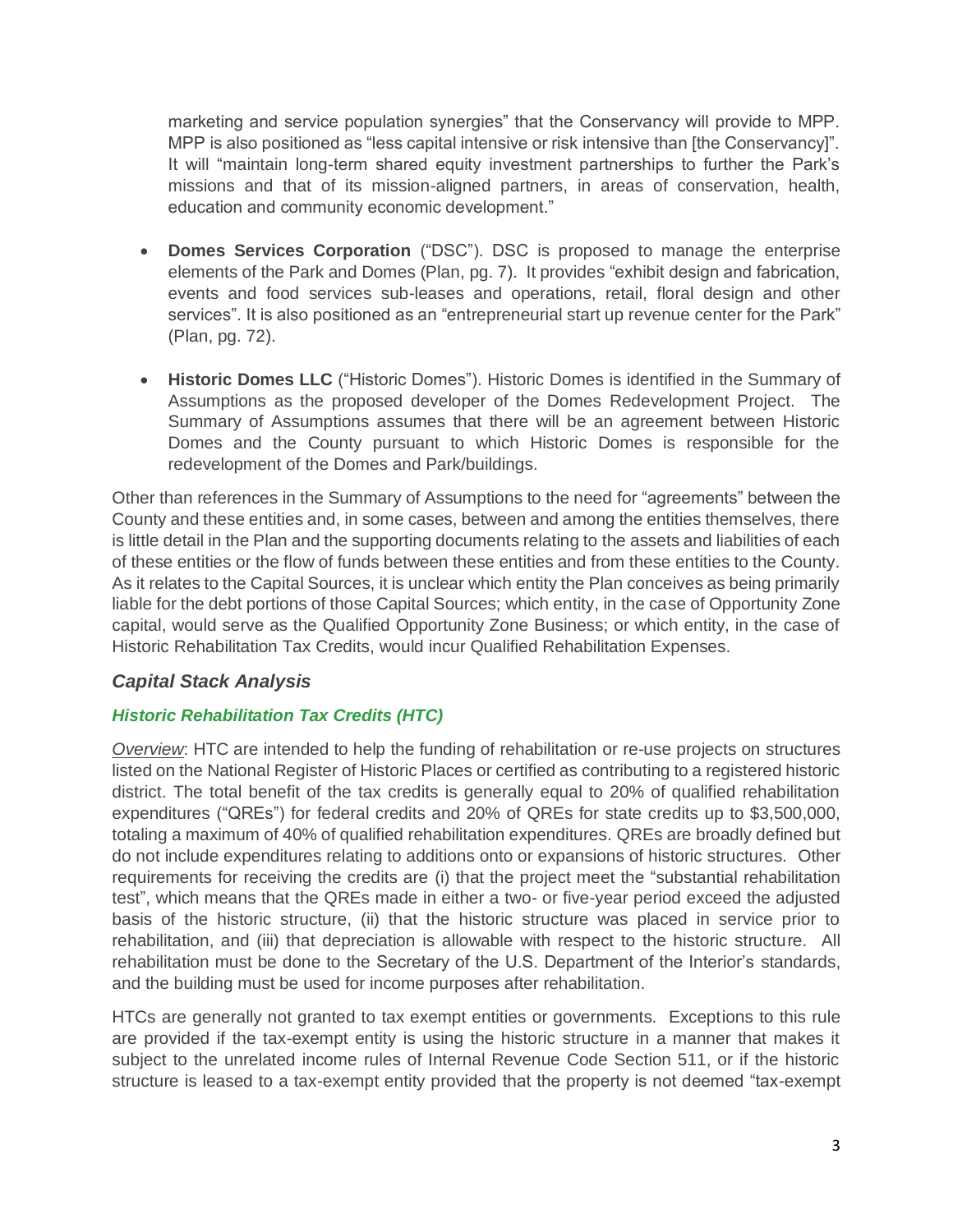marketing and service population synergies" that the Conservancy will provide to MPP. MPP is also positioned as "less capital intensive or risk intensive than [the Conservancy]". It will "maintain long-term shared equity investment partnerships to further the Park's missions and that of its mission-aligned partners, in areas of conservation, health, education and community economic development."

- **Domes Services Corporation** ("DSC"). DSC is proposed to manage the enterprise elements of the Park and Domes (Plan, pg. 7). It provides "exhibit design and fabrication, events and food services sub-leases and operations, retail, floral design and other services". It is also positioned as an "entrepreneurial start up revenue center for the Park" (Plan, pg. 72).

- **Historic Domes LLC** ("Historic Domes"). Historic Domes is identified in the Summary of Assumptions as the proposed developer of the Domes Redevelopment Project. The Summary of Assumptions assumes that there will be an agreement between Historic Domes and the County pursuant to which Historic Domes is responsible for the redevelopment of the Domes and Park/buildings.

Other than references in the Summary of Assumptions to the need for "agreements" between the County and these entities and, in some cases, between and among the entities themselves, there is little detail in the Plan and the supporting documents relating to the assets and liabilities of each of these entities or the flow of funds between these entities and from these entities to the County. As it relates to the Capital Sources, it is unclear which entity the Plan conceives as being primarily liable for the debt portions of those Capital Sources; which entity, in the case of Opportunity Zone capital, would serve as the Qualified Opportunity Zone Business; or which entity, in the case of Historic Rehabilitation Tax Credits, would incur Qualified Rehabilitation Expenses.

## *Capital Stack Analysis*

### *Historic Rehabilitation Tax Credits (HTC)*

*Overview*: HTC are intended to help the funding of rehabilitation or re-use projects on structures listed on the National Register of Historic Places or certified as contributing to a registered historic district. The total benefit of the tax credits is generally equal to 20% of qualified rehabilitation expenditures ("QREs") for federal credits and 20% of QREs for state credits up to $3,500,000, totaling a maximum of 40% of qualified rehabilitation expenditures. QREs are broadly defined but do not include expenditures relating to additions onto or expansions of historic structures. Other requirements for receiving the credits are (i) that the project meet the "substantial rehabilitation test", which means that the QREs made in either a two- or five-year period exceed the adjusted basis of the historic structure, (ii) that the historic structure was placed in service prior to rehabilitation, and (iii) that depreciation is allowable with respect to the historic structure. All rehabilitation must be done to the Secretary of the U.S. Department of the Interior's standards, and the building must be used for income purposes after rehabilitation.

HTCs are generally not granted to tax exempt entities or governments. Exceptions to this rule are provided if the tax-exempt entity is using the historic structure in a manner that makes it subject to the unrelated income rules of Internal Revenue Code Section 511, or if the historic structure is leased to a tax-exempt entity provided that the property is not deemed "tax-exempt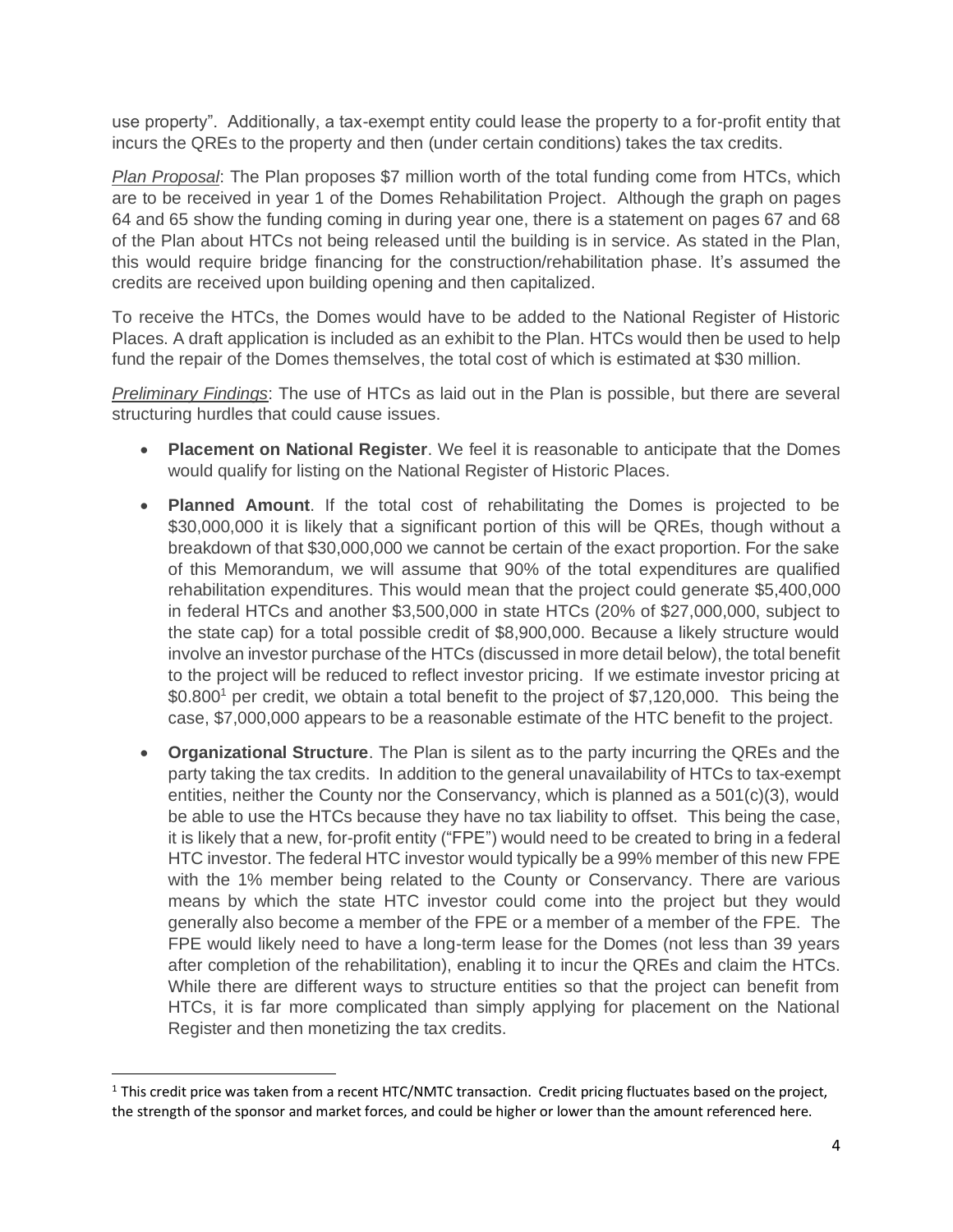use property". Additionally, a tax-exempt entity could lease the property to a for-profit entity that incurs the QREs to the property and then (under certain conditions) takes the tax credits.

*Plan Proposal*: The Plan proposes $7 million worth of the total funding come from HTCs, which are to be received in year 1 of the Domes Rehabilitation Project. Although the graph on pages 64 and 65 show the funding coming in during year one, there is a statement on pages 67 and 68 of the Plan about HTCs not being released until the building is in service. As stated in the Plan, this would require bridge financing for the construction/rehabilitation phase. It's assumed the credits are received upon building opening and then capitalized.

To receive the HTCs, the Domes would have to be added to the National Register of Historic Places. A draft application is included as an exhibit to the Plan. HTCs would then be used to help fund the repair of the Domes themselves, the total cost of which is estimated at $30 million.

*Preliminary Findings*: The use of HTCs as laid out in the Plan is possible, but there are several structuring hurdles that could cause issues.

- **Placement on National Register**. We feel it is reasonable to anticipate that the Domes would qualify for listing on the National Register of Historic Places.
- **Planned Amount**. If the total cost of rehabilitating the Domes is projected to be $30,000,000 it is likely that a significant portion of this will be QREs, though without a breakdown of that $30,000,000 we cannot be certain of the exact proportion. For the sake of this Memorandum, we will assume that 90% of the total expenditures are qualified rehabilitation expenditures. This would mean that the project could generate $5,400,000 in federal HTCs and another $3,500,000 in state HTCs (20% of $27,000,000, subject to the state cap) for a total possible credit of $8,900,000. Because a likely structure would involve an investor purchase of the HTCs (discussed in more detail below), the total benefit to the project will be reduced to reflect investor pricing. If we estimate investor pricing at $0.800[1] per credit, we obtain a total benefit to the project of $7,120,000. This being the case, $7,000,000 appears to be a reasonable estimate of the HTC benefit to the project.
- **Organizational Structure**. The Plan is silent as to the party incurring the QREs and the party taking the tax credits. In addition to the general unavailability of HTCs to tax-exempt entities, neither the County nor the Conservancy, which is planned as a 501(c)(3), would be able to use the HTCs because they have no tax liability to offset. This being the case, it is likely that a new, for-profit entity ("FPE") would need to be created to bring in a federal HTC investor. The federal HTC investor would typically be a 99% member of this new FPE with the 1% member being related to the County or Conservancy. There are various means by which the state HTC investor could come into the project but they would generally also become a member of the FPE or a member of a member of the FPE. The FPE would likely need to have a long-term lease for the Domes (not less than 39 years after completion of the rehabilitation), enabling it to incur the QREs and claim the HTCs. While there are different ways to structure entities so that the project can benefit from HTCs, it is far more complicated than simply applying for placement on the National Register and then monetizing the tax credits.

[1] This credit price was taken from a recent HTC/NMTC transaction. Credit pricing fluctuates based on the project, the strength of the sponsor and market forces, and could be higher or lower than the amount referenced here.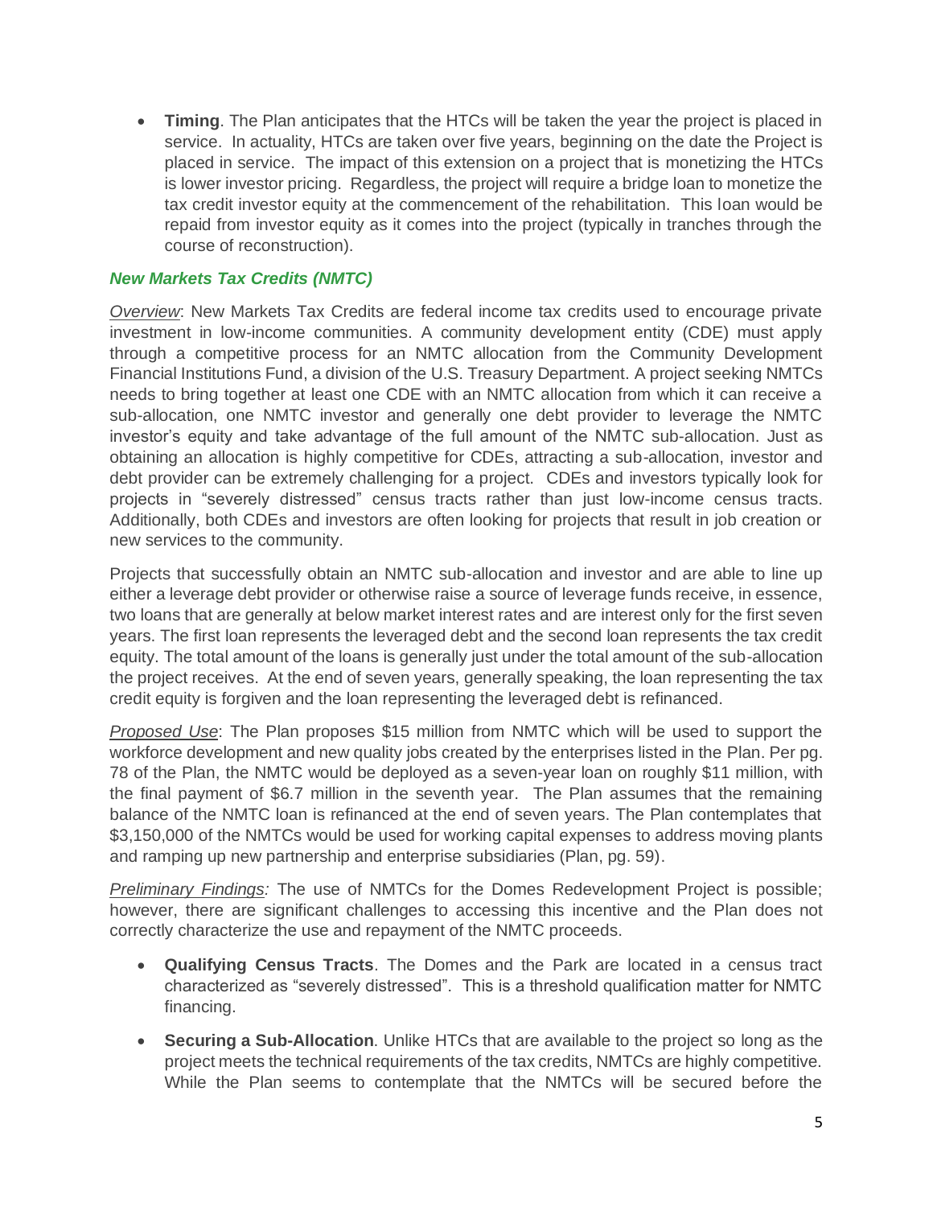- **Timing**. The Plan anticipates that the HTCs will be taken the year the project is placed in service. In actuality, HTCs are taken over five years, beginning on the date the Project is placed in service. The impact of this extension on a project that is monetizing the HTCs is lower investor pricing. Regardless, the project will require a bridge loan to monetize the tax credit investor equity at the commencement of the rehabilitation. This loan would be repaid from investor equity as it comes into the project (typically in tranches through the course of reconstruction).

### *New Markets Tax Credits (NMTC)*

*Overview*: New Markets Tax Credits are federal income tax credits used to encourage private investment in low-income communities. A community development entity (CDE) must apply through a competitive process for an NMTC allocation from the Community Development Financial Institutions Fund, a division of the U.S. Treasury Department. A project seeking NMTCs needs to bring together at least one CDE with an NMTC allocation from which it can receive a sub-allocation, one NMTC investor and generally one debt provider to leverage the NMTC investor's equity and take advantage of the full amount of the NMTC sub-allocation. Just as obtaining an allocation is highly competitive for CDEs, attracting a sub-allocation, investor and debt provider can be extremely challenging for a project. CDEs and investors typically look for projects in "severely distressed" census tracts rather than just low-income census tracts. Additionally, both CDEs and investors are often looking for projects that result in job creation or new services to the community.

Projects that successfully obtain an NMTC sub-allocation and investor and are able to line up either a leverage debt provider or otherwise raise a source of leverage funds receive, in essence, two loans that are generally at below market interest rates and are interest only for the first seven years. The first loan represents the leveraged debt and the second loan represents the tax credit equity. The total amount of the loans is generally just under the total amount of the sub-allocation the project receives. At the end of seven years, generally speaking, the loan representing the tax credit equity is forgiven and the loan representing the leveraged debt is refinanced.

*Proposed Use*: The Plan proposes $15 million from NMTC which will be used to support the workforce development and new quality jobs created by the enterprises listed in the Plan. Per pg. 78 of the Plan, the NMTC would be deployed as a seven-year loan on roughly $11 million, with the final payment of $6.7 million in the seventh year. The Plan assumes that the remaining balance of the NMTC loan is refinanced at the end of seven years. The Plan contemplates that $3,150,000 of the NMTCs would be used for working capital expenses to address moving plants and ramping up new partnership and enterprise subsidiaries (Plan, pg. 59).

*Preliminary Findings:* The use of NMTCs for the Domes Redevelopment Project is possible; however, there are significant challenges to accessing this incentive and the Plan does not correctly characterize the use and repayment of the NMTC proceeds.

- **Qualifying Census Tracts**. The Domes and the Park are located in a census tract characterized as "severely distressed". This is a threshold qualification matter for NMTC financing.
- **Securing a Sub-Allocation**. Unlike HTCs that are available to the project so long as the project meets the technical requirements of the tax credits, NMTCs are highly competitive. While the Plan seems to contemplate that the NMTCs will be secured before the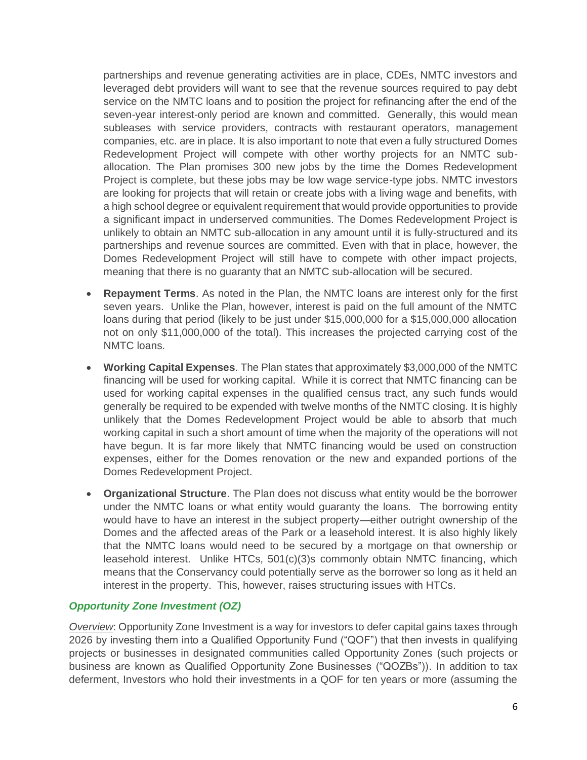partnerships and revenue generating activities are in place, CDEs, NMTC investors and leveraged debt providers will want to see that the revenue sources required to pay debt service on the NMTC loans and to position the project for refinancing after the end of the seven-year interest-only period are known and committed. Generally, this would mean subleases with service providers, contracts with restaurant operators, management companies, etc. are in place. It is also important to note that even a fully structured Domes Redevelopment Project will compete with other worthy projects for an NMTC sub-allocation. The Plan promises 300 new jobs by the time the Domes Redevelopment Project is complete, but these jobs may be low wage service-type jobs. NMTC investors are looking for projects that will retain or create jobs with a living wage and benefits, with a high school degree or equivalent requirement that would provide opportunities to provide a significant impact in underserved communities. The Domes Redevelopment Project is unlikely to obtain an NMTC sub-allocation in any amount until it is fully-structured and its partnerships and revenue sources are committed. Even with that in place, however, the Domes Redevelopment Project will still have to compete with other impact projects, meaning that there is no guaranty that an NMTC sub-allocation will be secured.

- **Repayment Terms**. As noted in the Plan, the NMTC loans are interest only for the first seven years. Unlike the Plan, however, interest is paid on the full amount of the NMTC loans during that period (likely to be just under $15,000,000 for a $15,000,000 allocation not on only $11,000,000 of the total). This increases the projected carrying cost of the NMTC loans.
- **Working Capital Expenses**. The Plan states that approximately $3,000,000 of the NMTC financing will be used for working capital. While it is correct that NMTC financing can be used for working capital expenses in the qualified census tract, any such funds would generally be required to be expended with twelve months of the NMTC closing. It is highly unlikely that the Domes Redevelopment Project would be able to absorb that much working capital in such a short amount of time when the majority of the operations will not have begun. It is far more likely that NMTC financing would be used on construction expenses, either for the Domes renovation or the new and expanded portions of the Domes Redevelopment Project.
- **Organizational Structure**. The Plan does not discuss what entity would be the borrower under the NMTC loans or what entity would guaranty the loans. The borrowing entity would have to have an interest in the subject property—either outright ownership of the Domes and the affected areas of the Park or a leasehold interest. It is also highly likely that the NMTC loans would need to be secured by a mortgage on that ownership or leasehold interest. Unlike HTCs, 501(c)(3)s commonly obtain NMTC financing, which means that the Conservancy could potentially serve as the borrower so long as it held an interest in the property. This, however, raises structuring issues with HTCs.

### *Opportunity Zone Investment (OZ)*

*Overview*: Opportunity Zone Investment is a way for investors to defer capital gains taxes through 2026 by investing them into a Qualified Opportunity Fund ("QOF") that then invests in qualifying projects or businesses in designated communities called Opportunity Zones (such projects or business are known as Qualified Opportunity Zone Businesses ("QOZBs")). In addition to tax deferment, Investors who hold their investments in a QOF for ten years or more (assuming the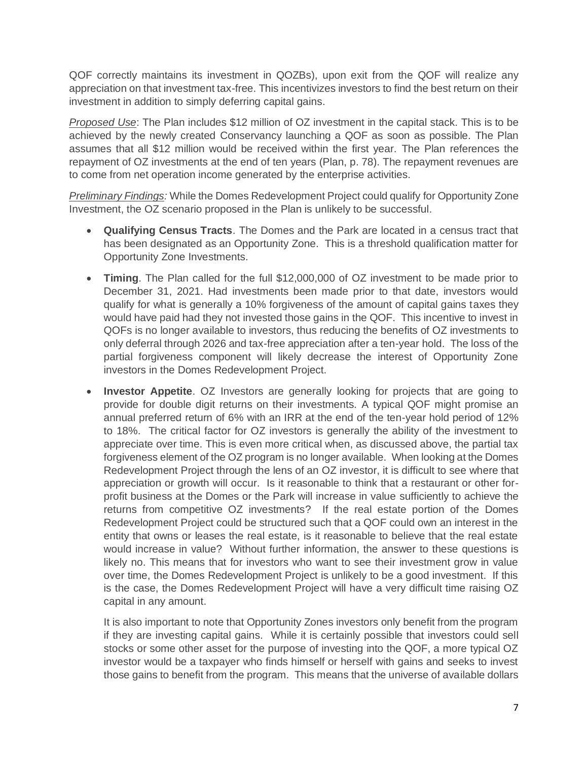QOF correctly maintains its investment in QOZBs), upon exit from the QOF will realize any appreciation on that investment tax-free. This incentivizes investors to find the best return on their investment in addition to simply deferring capital gains.

*Proposed Use*: The Plan includes $12 million of OZ investment in the capital stack. This is to be achieved by the newly created Conservancy launching a QOF as soon as possible. The Plan assumes that all $12 million would be received within the first year. The Plan references the repayment of OZ investments at the end of ten years (Plan, p. 78). The repayment revenues are to come from net operation income generated by the enterprise activities.

*Preliminary Findings:* While the Domes Redevelopment Project could qualify for Opportunity Zone Investment, the OZ scenario proposed in the Plan is unlikely to be successful.

- **Qualifying Census Tracts**. The Domes and the Park are located in a census tract that has been designated as an Opportunity Zone. This is a threshold qualification matter for Opportunity Zone Investments.
- **Timing**. The Plan called for the full $12,000,000 of OZ investment to be made prior to December 31, 2021. Had investments been made prior to that date, investors would qualify for what is generally a 10% forgiveness of the amount of capital gains taxes they would have paid had they not invested those gains in the QOF. This incentive to invest in QOFs is no longer available to investors, thus reducing the benefits of OZ investments to only deferral through 2026 and tax-free appreciation after a ten-year hold. The loss of the partial forgiveness component will likely decrease the interest of Opportunity Zone investors in the Domes Redevelopment Project.
- **Investor Appetite**. OZ Investors are generally looking for projects that are going to provide for double digit returns on their investments. A typical QOF might promise an annual preferred return of 6% with an IRR at the end of the ten-year hold period of 12% to 18%. The critical factor for OZ investors is generally the ability of the investment to appreciate over time. This is even more critical when, as discussed above, the partial tax forgiveness element of the OZ program is no longer available. When looking at the Domes Redevelopment Project through the lens of an OZ investor, it is difficult to see where that appreciation or growth will occur. Is it reasonable to think that a restaurant or other for-profit business at the Domes or the Park will increase in value sufficiently to achieve the returns from competitive OZ investments? If the real estate portion of the Domes Redevelopment Project could be structured such that a QOF could own an interest in the entity that owns or leases the real estate, is it reasonable to believe that the real estate would increase in value? Without further information, the answer to these questions is likely no. This means that for investors who want to see their investment grow in value over time, the Domes Redevelopment Project is unlikely to be a good investment. If this is the case, the Domes Redevelopment Project will have a very difficult time raising OZ capital in any amount.

  It is also important to note that Opportunity Zones investors only benefit from the program if they are investing capital gains. While it is certainly possible that investors could sell stocks or some other asset for the purpose of investing into the QOF, a more typical OZ investor would be a taxpayer who finds himself or herself with gains and seeks to invest those gains to benefit from the program. This means that the universe of available dollars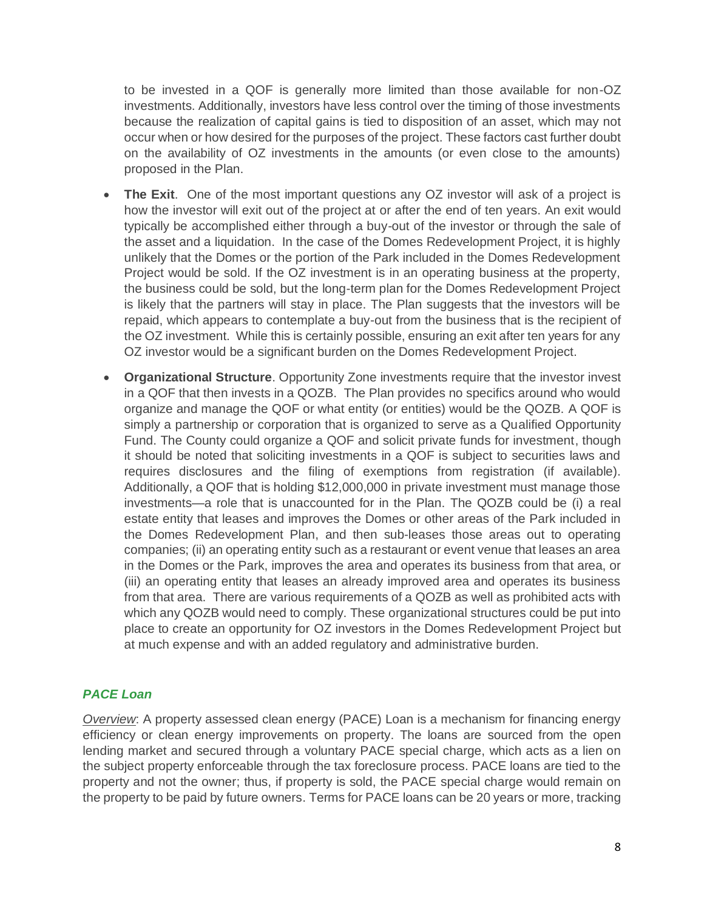to be invested in a QOF is generally more limited than those available for non-OZ investments. Additionally, investors have less control over the timing of those investments because the realization of capital gains is tied to disposition of an asset, which may not occur when or how desired for the purposes of the project. These factors cast further doubt on the availability of OZ investments in the amounts (or even close to the amounts) proposed in the Plan.

- **The Exit**. One of the most important questions any OZ investor will ask of a project is how the investor will exit out of the project at or after the end of ten years. An exit would typically be accomplished either through a buy-out of the investor or through the sale of the asset and a liquidation. In the case of the Domes Redevelopment Project, it is highly unlikely that the Domes or the portion of the Park included in the Domes Redevelopment Project would be sold. If the OZ investment is in an operating business at the property, the business could be sold, but the long-term plan for the Domes Redevelopment Project is likely that the partners will stay in place. The Plan suggests that the investors will be repaid, which appears to contemplate a buy-out from the business that is the recipient of the OZ investment. While this is certainly possible, ensuring an exit after ten years for any OZ investor would be a significant burden on the Domes Redevelopment Project.
- **Organizational Structure**. Opportunity Zone investments require that the investor invest in a QOF that then invests in a QOZB. The Plan provides no specifics around who would organize and manage the QOF or what entity (or entities) would be the QOZB. A QOF is simply a partnership or corporation that is organized to serve as a Qualified Opportunity Fund. The County could organize a QOF and solicit private funds for investment, though it should be noted that soliciting investments in a QOF is subject to securities laws and requires disclosures and the filing of exemptions from registration (if available). Additionally, a QOF that is holding $12,000,000 in private investment must manage those investments—a role that is unaccounted for in the Plan. The QOZB could be (i) a real estate entity that leases and improves the Domes or other areas of the Park included in the Domes Redevelopment Plan, and then sub-leases those areas out to operating companies; (ii) an operating entity such as a restaurant or event venue that leases an area in the Domes or the Park, improves the area and operates its business from that area, or (iii) an operating entity that leases an already improved area and operates its business from that area. There are various requirements of a QOZB as well as prohibited acts with which any QOZB would need to comply. These organizational structures could be put into place to create an opportunity for OZ investors in the Domes Redevelopment Project but at much expense and with an added regulatory and administrative burden.

### *PACE Loan*

*Overview*: A property assessed clean energy (PACE) Loan is a mechanism for financing energy efficiency or clean energy improvements on property. The loans are sourced from the open lending market and secured through a voluntary PACE special charge, which acts as a lien on the subject property enforceable through the tax foreclosure process. PACE loans are tied to the property and not the owner; thus, if property is sold, the PACE special charge would remain on the property to be paid by future owners. Terms for PACE loans can be 20 years or more, tracking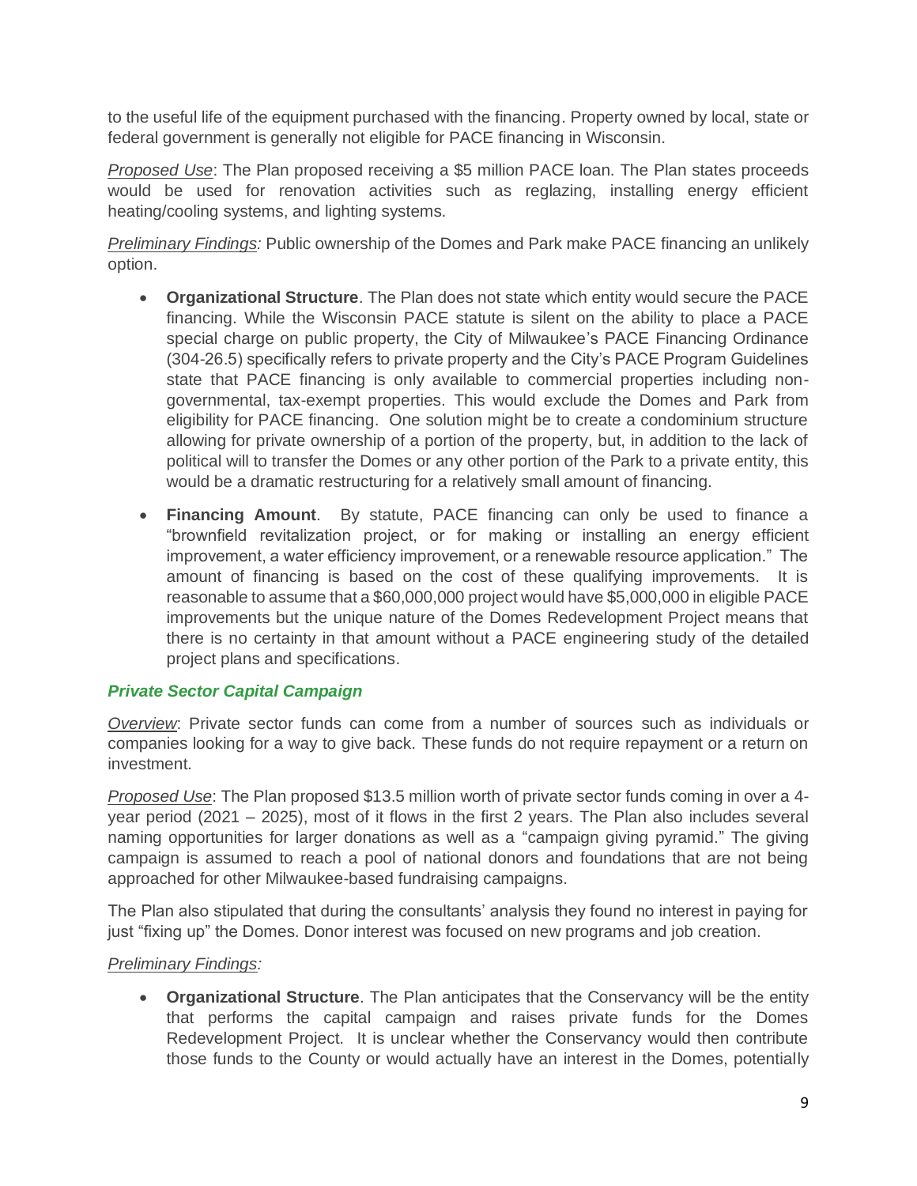to the useful life of the equipment purchased with the financing. Property owned by local, state or federal government is generally not eligible for PACE financing in Wisconsin.

*Proposed Use*: The Plan proposed receiving a $5 million PACE loan. The Plan states proceeds would be used for renovation activities such as reglazing, installing energy efficient heating/cooling systems, and lighting systems.

*Preliminary Findings:* Public ownership of the Domes and Park make PACE financing an unlikely option.

- **Organizational Structure**. The Plan does not state which entity would secure the PACE financing. While the Wisconsin PACE statute is silent on the ability to place a PACE special charge on public property, the City of Milwaukee's PACE Financing Ordinance (304-26.5) specifically refers to private property and the City's PACE Program Guidelines state that PACE financing is only available to commercial properties including non-governmental, tax-exempt properties. This would exclude the Domes and Park from eligibility for PACE financing. One solution might be to create a condominium structure allowing for private ownership of a portion of the property, but, in addition to the lack of political will to transfer the Domes or any other portion of the Park to a private entity, this would be a dramatic restructuring for a relatively small amount of financing.
- **Financing Amount**. By statute, PACE financing can only be used to finance a "brownfield revitalization project, or for making or installing an energy efficient improvement, a water efficiency improvement, or a renewable resource application." The amount of financing is based on the cost of these qualifying improvements. It is reasonable to assume that a $60,000,000 project would have $5,000,000 in eligible PACE improvements but the unique nature of the Domes Redevelopment Project means that there is no certainty in that amount without a PACE engineering study of the detailed project plans and specifications.

### *Private Sector Capital Campaign*

*Overview*: Private sector funds can come from a number of sources such as individuals or companies looking for a way to give back. These funds do not require repayment or a return on investment.

*Proposed Use*: The Plan proposed $13.5 million worth of private sector funds coming in over a 4-year period (2021 – 2025), most of it flows in the first 2 years. The Plan also includes several naming opportunities for larger donations as well as a "campaign giving pyramid." The giving campaign is assumed to reach a pool of national donors and foundations that are not being approached for other Milwaukee-based fundraising campaigns.

The Plan also stipulated that during the consultants' analysis they found no interest in paying for just "fixing up" the Domes. Donor interest was focused on new programs and job creation.

*Preliminary Findings:*

- **Organizational Structure**. The Plan anticipates that the Conservancy will be the entity that performs the capital campaign and raises private funds for the Domes Redevelopment Project. It is unclear whether the Conservancy would then contribute those funds to the County or would actually have an interest in the Domes, potentially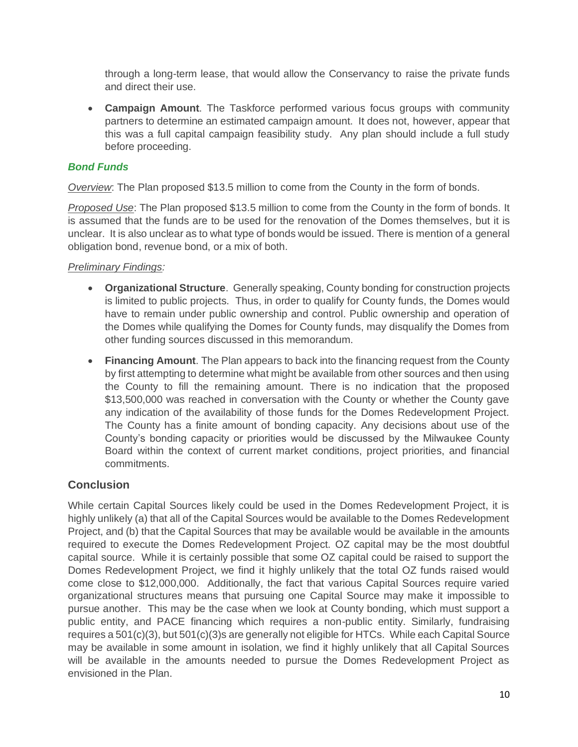through a long-term lease, that would allow the Conservancy to raise the private funds and direct their use.

- **Campaign Amount**. The Taskforce performed various focus groups with community partners to determine an estimated campaign amount. It does not, however, appear that this was a full capital campaign feasibility study. Any plan should include a full study before proceeding.

### *Bond Funds*

<u>*Overview*</u>: The Plan proposed \$13.5 million to come from the County in the form of bonds.

<u>*Proposed Use*</u>: The Plan proposed \$13.5 million to come from the County in the form of bonds. It is assumed that the funds are to be used for the renovation of the Domes themselves, but it is unclear. It is also unclear as to what type of bonds would be issued. There is mention of a general obligation bond, revenue bond, or a mix of both.

<u>*Preliminary Findings:*</u>

- **Organizational Structure**. Generally speaking, County bonding for construction projects is limited to public projects. Thus, in order to qualify for County funds, the Domes would have to remain under public ownership and control. Public ownership and operation of the Domes while qualifying the Domes for County funds, may disqualify the Domes from other funding sources discussed in this memorandum.

- **Financing Amount**. The Plan appears to back into the financing request from the County by first attempting to determine what might be available from other sources and then using the County to fill the remaining amount. There is no indication that the proposed \$13,500,000 was reached in conversation with the County or whether the County gave any indication of the availability of those funds for the Domes Redevelopment Project. The County has a finite amount of bonding capacity. Any decisions about use of the County's bonding capacity or priorities would be discussed by the Milwaukee County Board within the context of current market conditions, project priorities, and financial commitments.

## Conclusion

While certain Capital Sources likely could be used in the Domes Redevelopment Project, it is highly unlikely (a) that all of the Capital Sources would be available to the Domes Redevelopment Project, and (b) that the Capital Sources that may be available would be available in the amounts required to execute the Domes Redevelopment Project. OZ capital may be the most doubtful capital source. While it is certainly possible that some OZ capital could be raised to support the Domes Redevelopment Project, we find it highly unlikely that the total OZ funds raised would come close to \$12,000,000. Additionally, the fact that various Capital Sources require varied organizational structures means that pursuing one Capital Source may make it impossible to pursue another. This may be the case when we look at County bonding, which must support a public entity, and PACE financing which requires a non-public entity. Similarly, fundraising requires a 501(c)(3), but 501(c)(3)s are generally not eligible for HTCs. While each Capital Source may be available in some amount in isolation, we find it highly unlikely that all Capital Sources will be available in the amounts needed to pursue the Domes Redevelopment Project as envisioned in the Plan.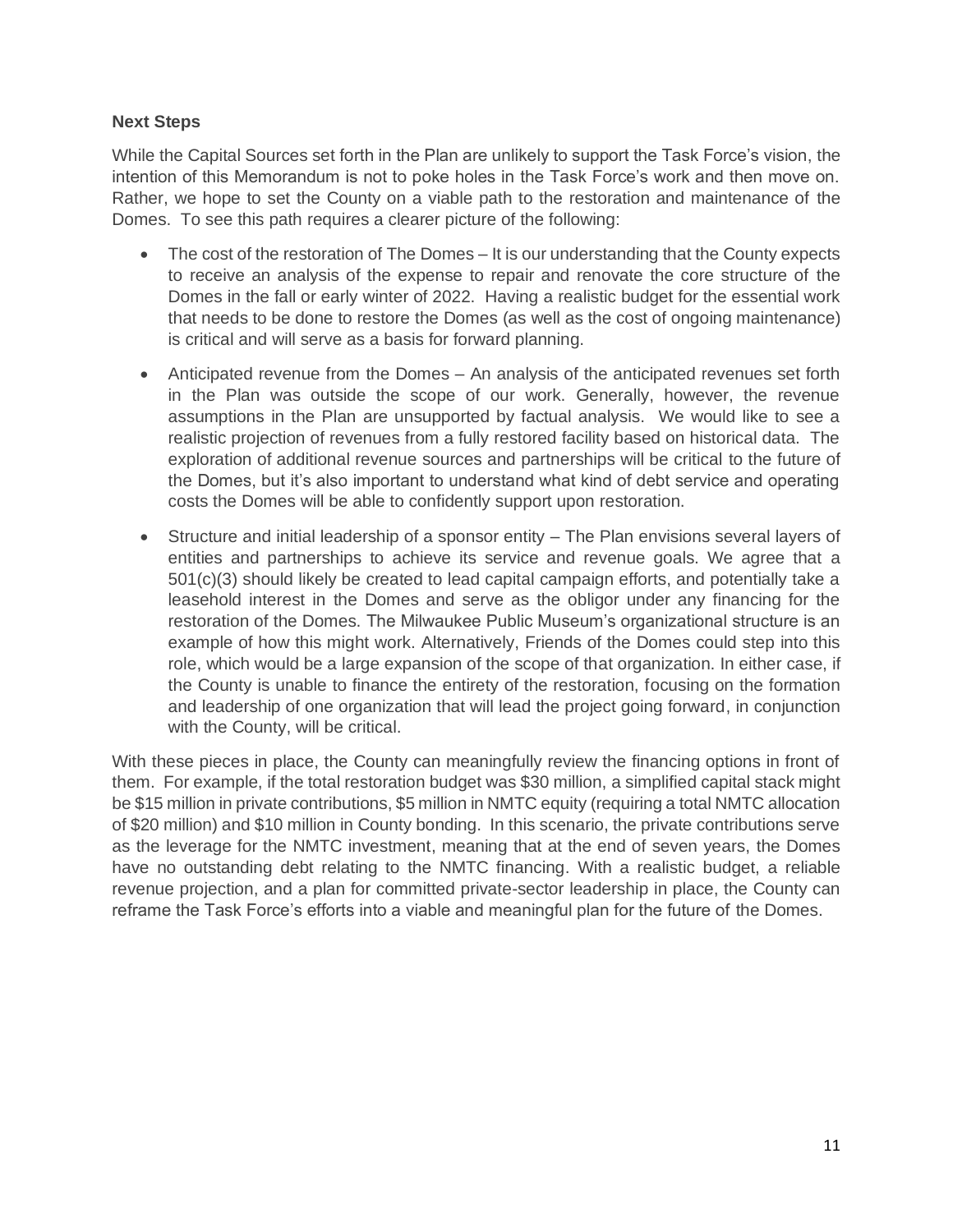**Next Steps**

While the Capital Sources set forth in the Plan are unlikely to support the Task Force's vision, the intention of this Memorandum is not to poke holes in the Task Force's work and then move on. Rather, we hope to set the County on a viable path to the restoration and maintenance of the Domes. To see this path requires a clearer picture of the following:

- The cost of the restoration of The Domes – It is our understanding that the County expects to receive an analysis of the expense to repair and renovate the core structure of the Domes in the fall or early winter of 2022. Having a realistic budget for the essential work that needs to be done to restore the Domes (as well as the cost of ongoing maintenance) is critical and will serve as a basis for forward planning.
- Anticipated revenue from the Domes – An analysis of the anticipated revenues set forth in the Plan was outside the scope of our work. Generally, however, the revenue assumptions in the Plan are unsupported by factual analysis. We would like to see a realistic projection of revenues from a fully restored facility based on historical data. The exploration of additional revenue sources and partnerships will be critical to the future of the Domes, but it's also important to understand what kind of debt service and operating costs the Domes will be able to confidently support upon restoration.
- Structure and initial leadership of a sponsor entity – The Plan envisions several layers of entities and partnerships to achieve its service and revenue goals. We agree that a 501(c)(3) should likely be created to lead capital campaign efforts, and potentially take a leasehold interest in the Domes and serve as the obligor under any financing for the restoration of the Domes. The Milwaukee Public Museum's organizational structure is an example of how this might work. Alternatively, Friends of the Domes could step into this role, which would be a large expansion of the scope of that organization. In either case, if the County is unable to finance the entirety of the restoration, focusing on the formation and leadership of one organization that will lead the project going forward, in conjunction with the County, will be critical.

With these pieces in place, the County can meaningfully review the financing options in front of them. For example, if the total restoration budget was $30 million, a simplified capital stack might be $15 million in private contributions, $5 million in NMTC equity (requiring a total NMTC allocation of $20 million) and $10 million in County bonding. In this scenario, the private contributions serve as the leverage for the NMTC investment, meaning that at the end of seven years, the Domes have no outstanding debt relating to the NMTC financing. With a realistic budget, a reliable revenue projection, and a plan for committed private-sector leadership in place, the County can reframe the Task Force's efforts into a viable and meaningful plan for the future of the Domes.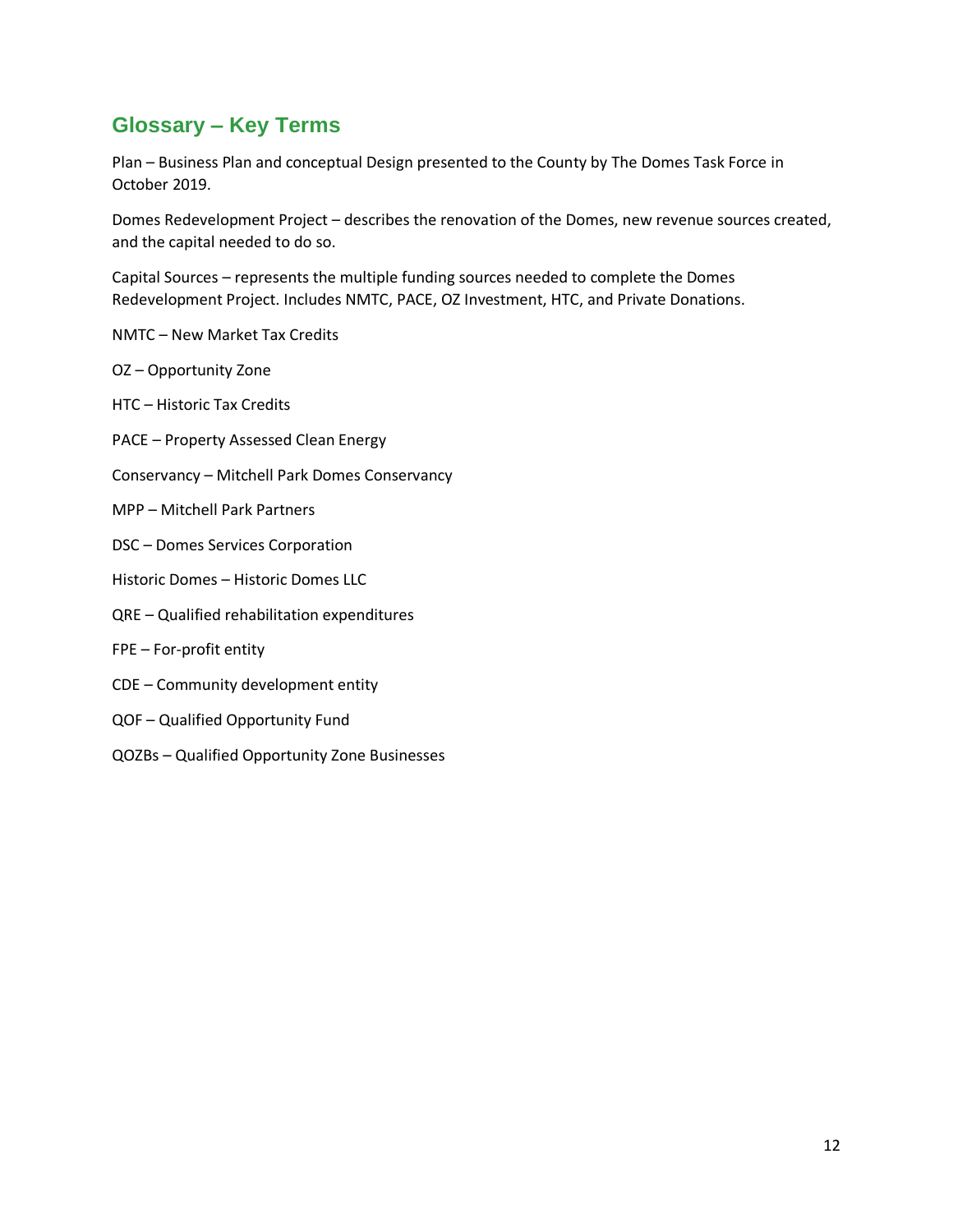## Glossary – Key Terms

Plan – Business Plan and conceptual Design presented to the County by The Domes Task Force in October 2019.

Domes Redevelopment Project – describes the renovation of the Domes, new revenue sources created, and the capital needed to do so.

Capital Sources – represents the multiple funding sources needed to complete the Domes Redevelopment Project. Includes NMTC, PACE, OZ Investment, HTC, and Private Donations.

NMTC – New Market Tax Credits

OZ – Opportunity Zone

HTC – Historic Tax Credits

PACE – Property Assessed Clean Energy

Conservancy – Mitchell Park Domes Conservancy

MPP – Mitchell Park Partners

DSC – Domes Services Corporation

Historic Domes – Historic Domes LLC

QRE – Qualified rehabilitation expenditures

FPE – For-profit entity

CDE – Community development entity

QOF – Qualified Opportunity Fund

QOZBs – Qualified Opportunity Zone Businesses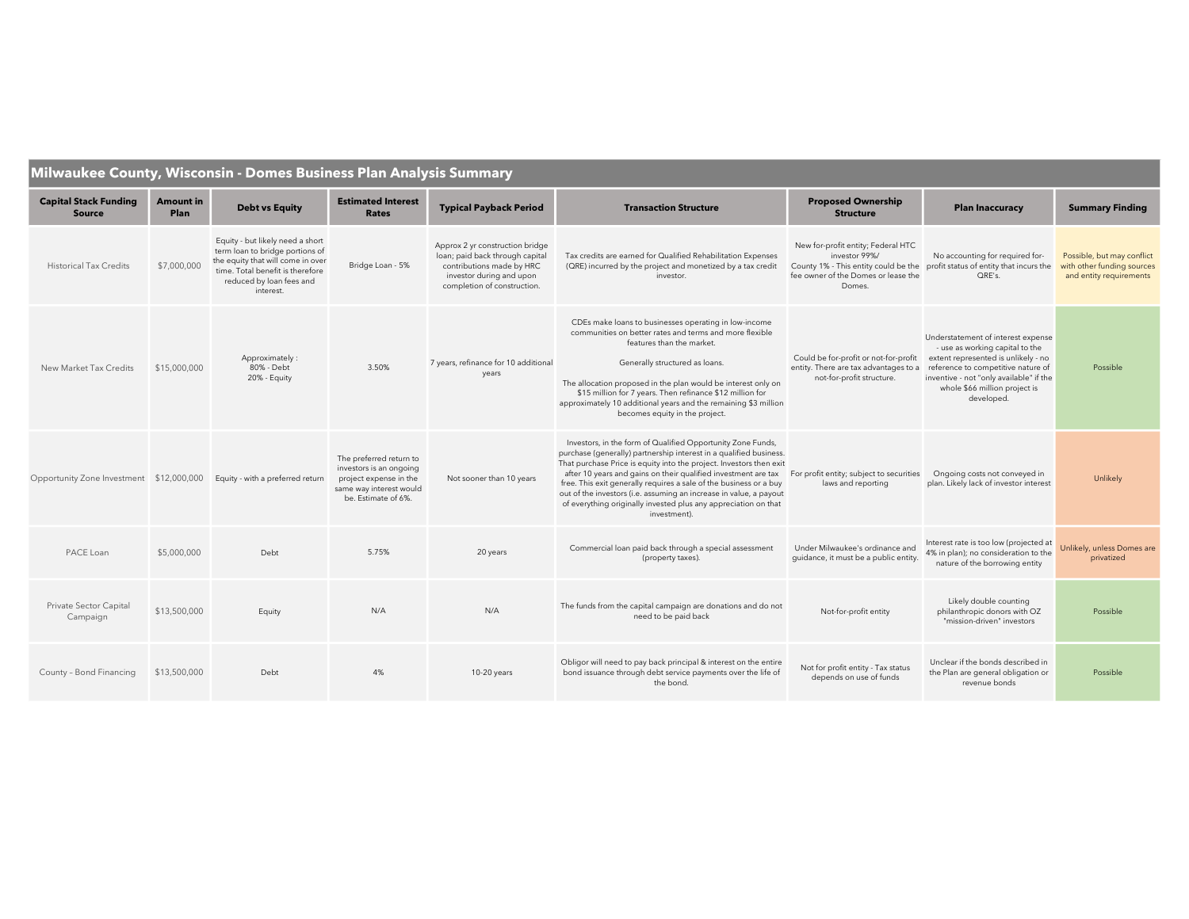## Milwaukee County, Wisconsin - Domes Business Plan Analysis Summary

| Capital Stack Funding Source | Amount in Plan | Debt vs Equity | Estimated Interest Rates | Typical Payback Period | Transaction Structure | Proposed Ownership Structure | Plan Inaccuracy | Summary Finding |
|---|---|---|---|---|---|---|---|---|
| Historical Tax Credits | $7,000,000 | Equity - but likely need a short term loan to bridge portions of the equity that will come in over time. Total benefit is therefore reduced by loan fees and interest. | Bridge Loan - 5% | Approx 2 yr construction bridge loan; paid back through capital contributions made by HRC investor during and upon completion of construction. | Tax credits are earned for Qualified Rehabilitation Expenses (QRE) incurred by the project and monetized by a tax credit investor. | New for-profit entity; Federal HTC investor 99%/ County 1% - This entity could be the fee owner of the Domes or lease the Domes. | No accounting for required for-profit status of entity that incurs the QRE's. | Possible, but may conflict with other funding sources and entity requirements |
| New Market Tax Credits | $15,000,000 | Approximately : 80% - Debt 20% - Equity | 3.50% | 7 years, refinance for 10 additional years | CDEs make loans to businesses operating in low-income communities on better rates and terms and more flexible features than the market. Generally structured as loans. The allocation proposed in the plan would be interest only on $15 million for 7 years. Then refinance $12 million for approximately 10 additional years and the remaining $3 million becomes equity in the project. | Could be for-profit or not-for-profit entity. There are tax advantages to a not-for-profit structure. | Understatement of interest expense - use as working capital to the extent represented is unlikely - no reference to competitive nature of inventive - not "only available" if the whole $66 million project is developed. | Possible |
| Opportunity Zone Investment | $12,000,000 | Equity - with a preferred return | The preferred return to investors is an ongoing project expense in the same way interest would be. Estimate of 6%. | Not sooner than 10 years | Investors, in the form of Qualified Opportunity Zone Funds, purchase (generally) partnership interest in a qualified business. That purchase Price is equity into the project. Investors then exit after 10 years and gains on their qualified investment are tax free. This exit generally requires a sale of the business or a buy out of the investors (i.e. assuming an increase in value, a payout of everything originally invested plus any appreciation on that investment). | For profit entity; subject to securities laws and reporting | Ongoing costs not conveyed in plan. Likely lack of investor interest | Unlikely |
| PACE Loan | $5,000,000 | Debt | 5.75% | 20 years | Commercial loan paid back through a special assessment (property taxes). | Under Milwaukee's ordinance and guidance, it must be a public entity. | Interest rate is too low (projected at 4% in plan); no consideration to the nature of the borrowing entity | Unlikely, unless Domes are privatized |
| Private Sector Capital Campaign | $13,500,000 | Equity | N/A | N/A | The funds from the capital campaign are donations and do not need to be paid back | Not-for-profit entity | Likely double counting philanthropic donors with OZ "mission-driven" investors | Possible |
| County – Bond Financing | $13,500,000 | Debt | 4% | 10-20 years | Obligor will need to pay back principal & interest on the entire bond issuance through debt service payments over the life of the bond. | Not for profit entity - Tax status depends on use of funds | Unclear if the bonds described in the Plan are general obligation or revenue bonds | Possible |